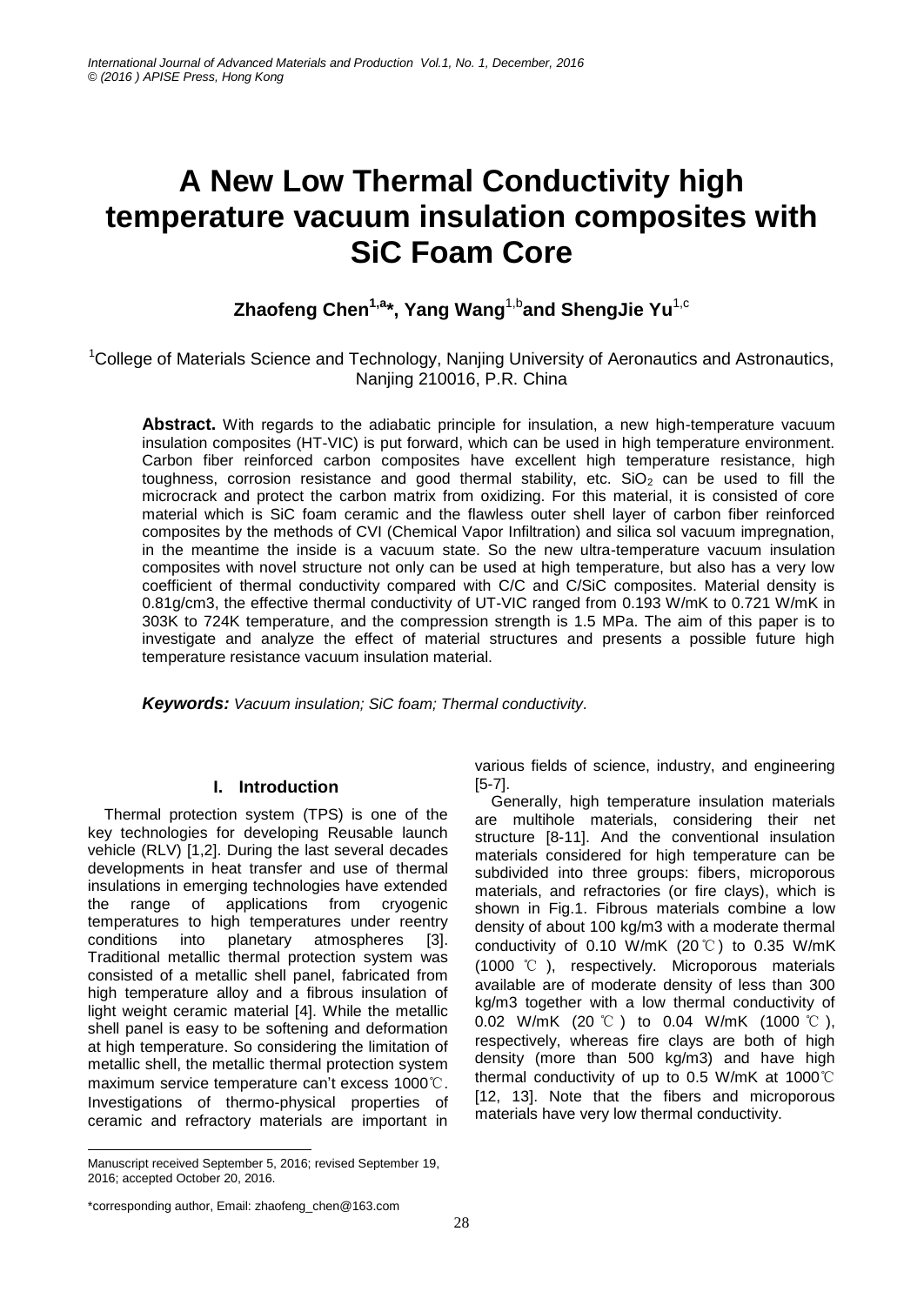# A New Low Thermal Conductivity high temperature vacuum insulation composites with SiC Foam Core

**Zhaofeng Chen[1,a]*, Yang Wang[1,b] and ShengJie Yu[1,c]**

[1]College of Materials Science and Technology, Nanjing University of Aeronautics and Astronautics, Nanjing 210016, P.R. China

**Abstract.** With regards to the adiabatic principle for insulation, a new high-temperature vacuum insulation composites (HT-VIC) is put forward, which can be used in high temperature environment. Carbon fiber reinforced carbon composites have excellent high temperature resistance, high toughness, corrosion resistance and good thermal stability, etc. $SiO_2$ can be used to fill the microcrack and protect the carbon matrix from oxidizing. For this material, it is consisted of core material which is SiC foam ceramic and the flawless outer shell layer of carbon fiber reinforced composites by the methods of CVI (Chemical Vapor Infiltration) and silica sol vacuum impregnation, in the meantime the inside is a vacuum state. So the new ultra-temperature vacuum insulation composites with novel structure not only can be used at high temperature, but also has a very low coefficient of thermal conductivity compared with C/C and C/SiC composites. Material density is 0.81g/cm3, the effective thermal conductivity of UT-VIC ranged from 0.193 W/mK to 0.721 W/mK in 303K to 724K temperature, and the compression strength is 1.5 MPa. The aim of this paper is to investigate and analyze the effect of material structures and presents a possible future high temperature resistance vacuum insulation material.

***Keywords:*** *Vacuum insulation; SiC foam; Thermal conductivity.*

## I. Introduction

Thermal protection system (TPS) is one of the key technologies for developing Reusable launch vehicle (RLV) [1,2]. During the last several decades developments in heat transfer and use of thermal insulations in emerging technologies have extended the range of applications from cryogenic temperatures to high temperatures under reentry conditions into planetary atmospheres [3]. Traditional metallic thermal protection system was consisted of a metallic shell panel, fabricated from high temperature alloy and a fibrous insulation of light weight ceramic material [4]. While the metallic shell panel is easy to be softening and deformation at high temperature. So considering the limitation of metallic shell, the metallic thermal protection system maximum service temperature can't excess 1000℃. Investigations of thermo-physical properties of ceramic and refractory materials are important in various fields of science, industry, and engineering [5-7].

Generally, high temperature insulation materials are multihole materials, considering their net structure [8-11]. And the conventional insulation materials considered for high temperature can be subdivided into three groups: fibers, microporous materials, and refractories (or fire clays), which is shown in Fig.1. Fibrous materials combine a low density of about 100 kg/m3 with a moderate thermal conductivity of 0.10 W/mK (20℃) to 0.35 W/mK (1000 ℃), respectively. Microporous materials available are of moderate density of less than 300 kg/m3 together with a low thermal conductivity of 0.02 W/mK (20℃) to 0.04 W/mK (1000℃), respectively, whereas fire clays are both of high density (more than 500 kg/m3) and have high thermal conductivity of up to 0.5 W/mK at 1000℃ [12, 13]. Note that the fibers and microporous materials have very low thermal conductivity.

Manuscript received September 5, 2016; revised September 19, 2016; accepted October 20, 2016.

*corresponding author, Email: zhaofeng_chen@163.com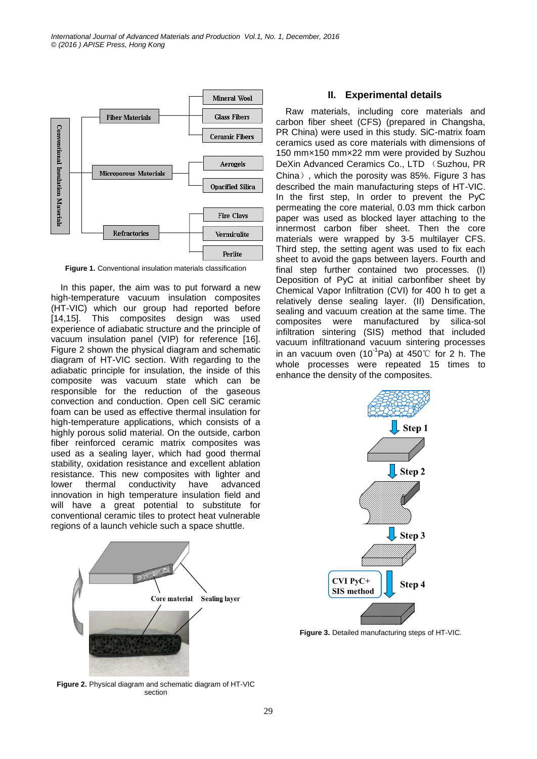Figure 1. Conventional insulation materials classification

In this paper, the aim was to put forward a new high-temperature vacuum insulation composites (HT-VIC) which our group had reported before [14,15]. This composites design was used experience of adiabatic structure and the principle of vacuum insulation panel (VIP) for reference [16]. Figure 2 shown the physical diagram and schematic diagram of HT-VIC section. With regarding to the adiabatic principle for insulation, the inside of this composite was vacuum state which can be responsible for the reduction of the gaseous convection and conduction. Open cell SiC ceramic foam can be used as effective thermal insulation for high-temperature applications, which consists of a highly porous solid material. On the outside, carbon fiber reinforced ceramic matrix composites was used as a sealing layer, which had good thermal stability, oxidation resistance and excellent ablation resistance. This new composites with lighter and lower thermal conductivity have advanced innovation in high temperature insulation field and will have a great potential to substitute for conventional ceramic tiles to protect heat vulnerable regions of a launch vehicle such a space shuttle.

Figure 2. Physical diagram and schematic diagram of HT-VIC section

## II. Experimental details

Raw materials, including core materials and carbon fiber sheet (CFS) (prepared in Changsha, PR China) were used in this study. SiC-matrix foam ceramics used as core materials with dimensions of 150 mm×150 mm×22 mm were provided by Suzhou DeXin Advanced Ceramics Co., LTD （Suzhou, PR China）, which the porosity was 85%. Figure 3 has described the main manufacturing steps of HT-VIC. In the first step, In order to prevent the PyC permeating the core material, 0.03 mm thick carbon paper was used as blocked layer attaching to the innermost carbon fiber sheet. Then the core materials were wrapped by 3-5 multilayer CFS. Third step, the setting agent was used to fix each sheet to avoid the gaps between layers. Fourth and final step further contained two processes. (I) Deposition of PyC at initial carbonfiber sheet by Chemical Vapor Infiltration (CVI) for 400 h to get a relatively dense sealing layer. (II) Densification, sealing and vacuum creation at the same time. The composites were manufactured by silica-sol infiltration sintering (SIS) method that included vacuum infiltrationand vacuum sintering processes in an vacuum oven ($10^{-1}$Pa) at 450℃ for 2 h. The whole processes were repeated 15 times to enhance the density of the composites.

Figure 3. Detailed manufacturing steps of HT-VIC.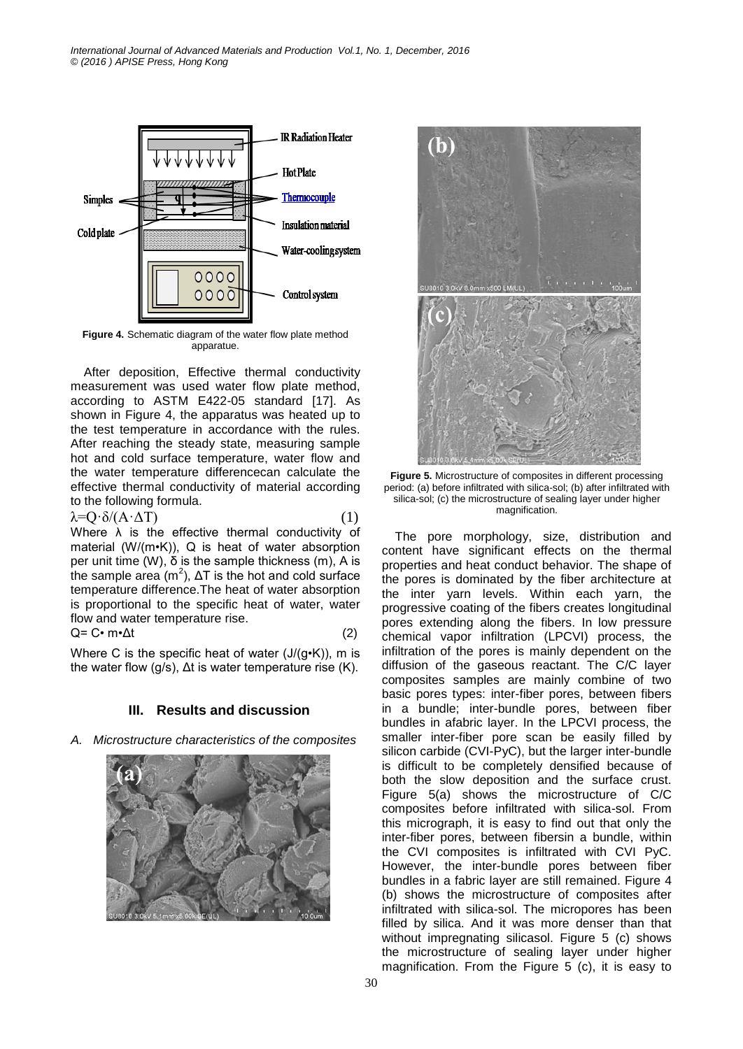Figure 4. Schematic diagram of the water flow plate method apparatue.

After deposition, Effective thermal conductivity measurement was used water flow plate method, according to ASTM E422-05 standard [17]. As shown in Figure 4, the apparatus was heated up to the test temperature in accordance with the rules. After reaching the steady state, measuring sample hot and cold surface temperature, water flow and the water temperature differencecan calculate the effective thermal conductivity of material according to the following formula.

$$\lambda = Q \cdot \delta / (A \cdot \Delta T) \quad (1)$$

Where $\lambda$ is the effective thermal conductivity of material (W/(m•K)), Q is heat of water absorption per unit time (W), $\delta$ is the sample thickness (m), A is the sample area ($m^2$), $\Delta T$ is the hot and cold surface temperature difference.The heat of water absorption is proportional to the specific heat of water, water flow and water temperature rise.

$$Q = C \cdot m \cdot \Delta t \quad (2)$$

Where C is the specific heat of water (J/(g•K)), m is the water flow (g/s), $\Delta t$ is water temperature rise (K).

## III. Results and discussion

### *A. Microstructure characteristics of the composites*

Figure 5. Microstructure of composites in different processing period: (a) before infiltrated with silica-sol; (b) after infiltrated with silica-sol; (c) the microstructure of sealing layer under higher magnification.

The pore morphology, size, distribution and content have significant effects on the thermal properties and heat conduct behavior. The shape of the pores is dominated by the fiber architecture at the inter yarn levels. Within each yarn, the progressive coating of the fibers creates longitudinal pores extending along the fibers. In low pressure chemical vapor infiltration (LPCVI) process, the infiltration of the pores is mainly dependent on the diffusion of the gaseous reactant. The C/C layer composites samples are mainly combine of two basic pores types: inter-fiber pores, between fibers in a bundle; inter-bundle pores, between fiber bundles in afabric layer. In the LPCVI process, the smaller inter-fiber pore scan be easily filled by silicon carbide (CVI-PyC), but the larger inter-bundle is difficult to be completely densified because of both the slow deposition and the surface crust. Figure 5(a) shows the microstructure of C/C composites before infiltrated with silica-sol. From this micrograph, it is easy to find out that only the inter-fiber pores, between fibersin a bundle, within the CVI composites is infiltrated with CVI PyC. However, the inter-bundle pores between fiber bundles in a fabric layer are still remained. Figure 4 (b) shows the microstructure of composites after infiltrated with silica-sol. The micropores has been filled by silica. And it was more denser than that without impregnating silicasol. Figure 5 (c) shows the microstructure of sealing layer under higher magnification. From the Figure 5 (c), it is easy to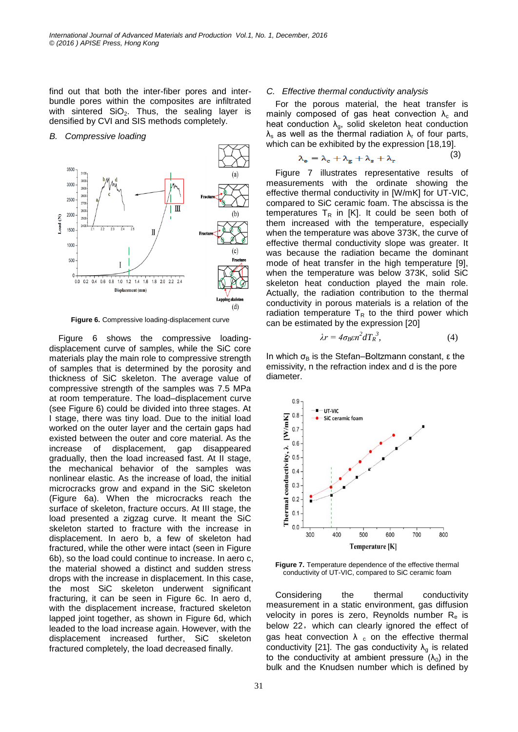find out that both the inter-fiber pores and inter-bundle pores within the composites are infiltrated with sintered $SiO_2$. Thus, the sealing layer is densified by CVI and SIS methods completely.

### *B. Compressive loading*

**Figure 6.** Compressive loading-displacement curve

Figure 6 shows the compressive loading-displacement curve of samples, while the SiC core materials play the main role to compressive strength of samples that is determined by the porosity and thickness of SiC skeleton. The average value of compressive strength of the samples was 7.5 MPa at room temperature. The load–displacement curve (see Figure 6) could be divided into three stages. At I stage, there was tiny load. Due to the initial load worked on the outer layer and the certain gaps had existed between the outer and core material. As the increase of displacement, gap disappeared gradually, then the load increased fast. At II stage, the mechanical behavior of the samples was nonlinear elastic. As the increase of load, the initial microcracks grow and expand in the SiC skeleton (Figure 6a). When the microcracks reach the surface of skeleton, fracture occurs. At III stage, the load presented a zigzag curve. It meant the SiC skeleton started to fracture with the increase in displacement. In aero b, a few of skeleton had fractured, while the other were intact (seen in Figure 6b), so the load could continue to increase. In aero c, the material showed a distinct and sudden stress drops with the increase in displacement. In this case, the most SiC skeleton underwent significant fracturing, it can be seen in Figure 6c. In aero d, with the displacement increase, fractured skeleton lapped joint together, as shown in Figure 6d, which leaded to the load increase again. However, with the displacement increased further, SiC skeleton fractured completely, the load decreased finally.

### *C. Effective thermal conductivity analysis*

For the porous material, the heat transfer is mainly composed of gas heat convection $\lambda_c$ and heat conduction $\lambda_g$, solid skeleton heat conduction $\lambda_s$ as well as the thermal radiation $\lambda_r$ of four parts, which can be exhibited by the expression [18,19].

$$\lambda_e = \lambda_c + \lambda_g + \lambda_s + \lambda_r \tag{3}$$

Figure 7 illustrates representative results of measurements with the ordinate showing the effective thermal conductivity in [W/mK] for UT-VIC, compared to SiC ceramic foam. The abscissa is the temperatures $T_R$ in [K]. It could be seen both of them increased with the temperature, especially when the temperature was above 373K, the curve of effective thermal conductivity slope was greater. It was because the radiation became the dominant mode of heat transfer in the high temperature [9], when the temperature was below 373K, solid SiC skeleton heat conduction played the main role. Actually, the radiation contribution to the thermal conductivity in porous materials is a relation of the radiation temperature $T_R$ to the third power which can be estimated by the expression [20]

$$\lambda r = 4\sigma_B \varepsilon n^2 d T_R^3, \tag{4}$$

In which $\sigma_B$ is the Stefan–Boltzmann constant, ε the emissivity, n the refraction index and d is the pore diameter.

**Figure 7.** Temperature dependence of the effective thermal conductivity of UT-VIC, compared to SiC ceramic foam

Considering the thermal conductivity measurement in a static environment, gas diffusion velocity in pores is zero, Reynolds number $R_e$ is below 22, which can clearly ignored the effect of gas heat convection $\lambda_c$ on the effective thermal conductivity [21]. The gas conductivity $\lambda_g$ is related to the conductivity at ambient pressure ($\lambda_0$) in the bulk and the Knudsen number which is defined by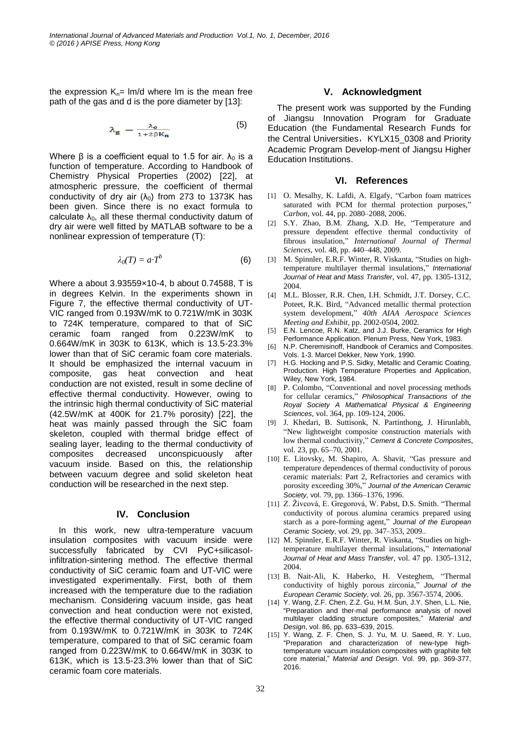the expression $K_n$= lm/d where lm is the mean free path of the gas and d is the pore diameter by [13]:

$$\lambda_g = \frac{\lambda_0}{1+2\beta K_n} \tag{5}$$

Where β is a coefficient equal to 1.5 for air. $\lambda_0$ is a function of temperature. According to Handbook of Chemistry Physical Properties (2002) [22], at atmospheric pressure, the coefficient of thermal conductivity of dry air ($\lambda_0$) from 273 to 1373K has been given. Since there is no exact formula to calculate $\lambda_0$, all these thermal conductivity datum of dry air were well fitted by MATLAB software to be a nonlinear expression of temperature (T):

$$\lambda_0(T) = a \cdot T^b \tag{6}$$

Where a about 3.93559×10-4, b about 0.74588, T is in degrees Kelvin. In the experiments shown in Figure 7, the effective thermal conductivity of UT-VIC ranged from 0.193W/mK to 0.721W/mK in 303K to 724K temperature, compared to that of SiC ceramic foam ranged from 0.223W/mK to 0.664W/mK in 303K to 613K, which is 13.5-23.3% lower than that of SiC ceramic foam core materials. It should be emphasized the internal vacuum in composite, gas heat convection and heat conduction are not existed, result in some decline of effective thermal conductivity. However, owing to the intrinsic high thermal conductivity of SiC material (42.5W/mK at 400K for 21.7% porosity) [22], the heat was mainly passed through the SiC foam skeleton, coupled with thermal bridge effect of sealing layer, leading to the thermal conductivity of composites decreased unconspicuously after vacuum inside. Based on this, the relationship between vacuum degree and solid skeleton heat conduction will be researched in the next step.

## IV. Conclusion

In this work, new ultra-temperature vacuum insulation composites with vacuum inside were successfully fabricated by CVI PyC+silicasol-infiltration-sintering method. The effective thermal conductivity of SiC ceramic foam and UT-VIC were investigated experimentally. First, both of them increased with the temperature due to the radiation mechanism. Considering vacuum inside, gas heat convection and heat conduction were not existed, the effective thermal conductivity of UT-VIC ranged from 0.193W/mK to 0.721W/mK in 303K to 724K temperature, compared to that of SiC ceramic foam ranged from 0.223W/mK to 0.664W/mK in 303K to 613K, which is 13.5-23.3% lower than that of SiC ceramic foam core materials.

## V. Acknowledgment

The present work was supported by the Funding of Jiangsu Innovation Program for Graduate Education (the Fundamental Research Funds for the Central Universities，KYLX15_0308 and Priority Academic Program Develop-ment of Jiangsu Higher Education Institutions.

## VI. References

[1] O. Mesalhy, K. Lafdi, A. Elgafy, "Carbon foam matrices saturated with PCM for thermal protection purposes," *Carbon*, vol. 44, pp. 2080–2088, 2006.

[2] S.Y. Zhao, B.M. Zhang, X.D. He, "Temperature and pressure dependent effective thermal conductivity of fibrous insulation," *International Journal of Thermal Sciences*, vol. 48, pp. 440–448, 2009.

[3] M. Spinnler, E.R.F. Winter, R. Viskanta, "Studies on high-temperature multilayer thermal insulations," *International Journal of Heat and Mass Transfer*, vol. 47, pp. 1305-1312, 2004.

[4] M.L. Blosser, R.R. Chen, I.H. Schmidt, J.T. Dorsey, C.C. Poteet, R.K. Bird, "Advanced metallic thermal protection system development," *40th AIAA Aerospace Sciences Meeting and Exhibit*, pp. 2002-0504, 2002.

[5] E.N. Lencoe, R.N. Katz, and J.J. Burke, Ceramics for High Performance Application. Plenum Press, New York, 1983.

[6] N.P. Cheremisinoff, Handbook of Ceramics and Composites. Vols. 1-3. Marcel Dekker, New York, 1990.

[7] H.G. Hocking and P.S. Sidky, Metallic and Ceramic Coating, Production. High Temperature Properties and Application, Wiley, New York, 1984.

[8] P. Colombo, "Conventional and novel processing methods for cellular ceramics," *Philosophical Transactions of the Royal Society A Mathematical Physical & Engineering Sciences*, vol. 364, pp. 109-124, 2006.

[9] J. Khedari, B. Suttisonk, N. Partinthong, J. Hirunlabh, "New lightweight composite construction materials with low thermal conductivity," *Cement & Concrete Composites*, vol. 23, pp. 65–70, 2001.

[10] E. Litovsky, M. Shapiro, A. Shavit, "Gas pressure and temperature dependences of thermal conductivity of porous ceramic materials: Part 2, Refractories and ceramics with porosity exceeding 30%," *Journal of the American Ceramic Society,* vol. 79, pp. 1366–1376, 1996.

[11] Z. Živcová, E. Gregorová, W. Pabst, D.S. Smith. "Thermal conductivity of porous alumina ceramics prepared using starch as a pore-forming agent," *Journal of the European Ceramic Society*, vol. 29, pp. 347–353, 2009..

[12] M. Spinnler, E.R.F. Winter, R. Viskanta, "Studies on high-temperature multilayer thermal insulations," *International Journal of Heat and Mass Transfer*, vol. 47 pp. 1305-1312, 2004.

[13] B. Nait-Ali, K. Haberko, H. Vesteghem, "Thermal conductivity of highly porous zirconia," *Journal of the European Ceramic Society*, vol. 26, pp. 3567-3574, 2006.

[14] Y. Wang, Z.F. Chen, Z.Z. Gu, H.M. Sun, J.Y. Shen, L.L. Nie, "Preparation and ther-mal performance analysis of novel multilayer cladding structure composites," *Material and Design*, vol. 86, pp. 633–639, 2015.

[15] Y. Wang, Z. F. Chen, S. J. Yu, M. U. Saeed, R. Y. Luo, "Preparation and characterization of new-type high-temperature vacuum insulation composites with graphite felt core material," *Material and Design*. Vol. 99, pp. 369-377, 2016.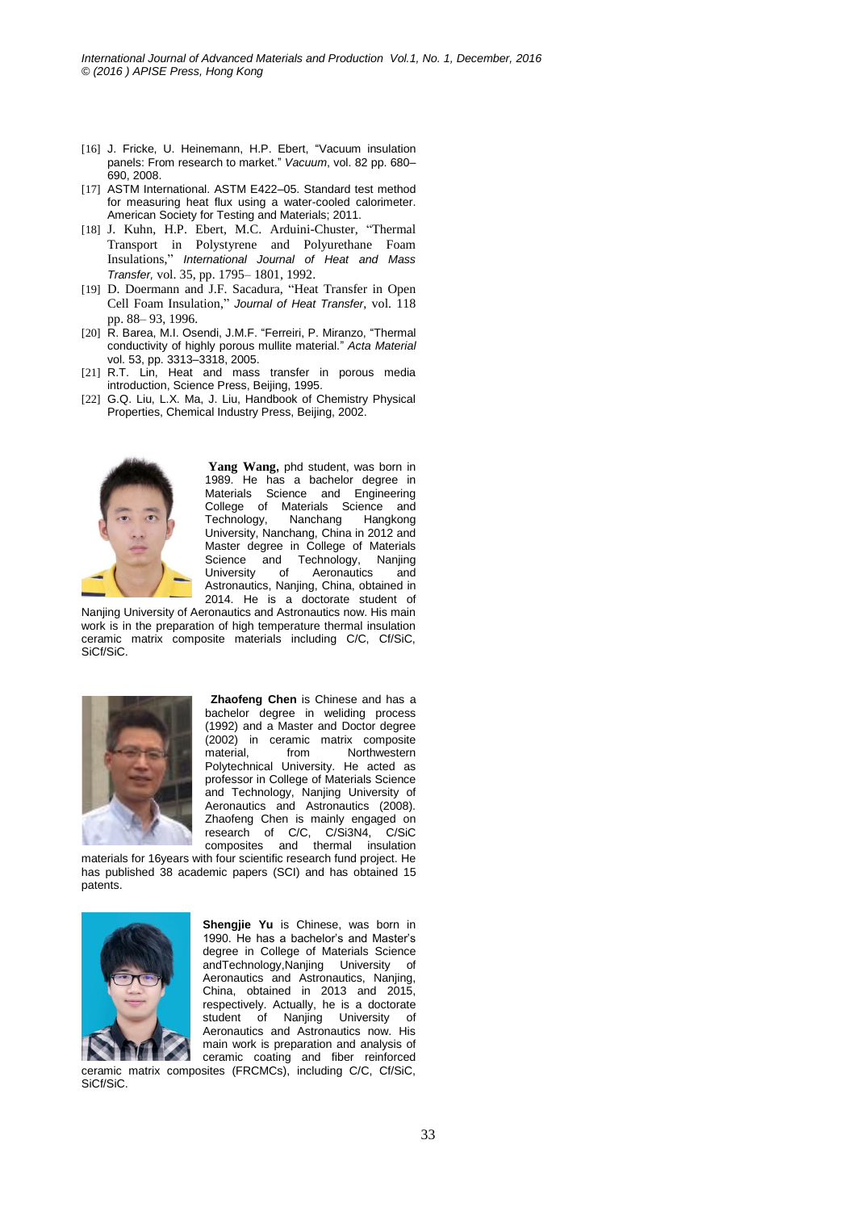[16] J. Fricke, U. Heinemann, H.P. Ebert, "Vacuum insulation panels: From research to market." *Vacuum*, vol. 82 pp. 680–690, 2008.

[17] ASTM International. ASTM E422–05. Standard test method for measuring heat flux using a water-cooled calorimeter. American Society for Testing and Materials; 2011.

[18] J. Kuhn, H.P. Ebert, M.C. Arduini-Chuster, "Thermal Transport in Polystyrene and Polyurethane Foam Insulations," *International Journal of Heat and Mass Transfer,* vol. 35, pp. 1795– 1801, 1992.

[19] D. Doermann and J.F. Sacadura, "Heat Transfer in Open Cell Foam Insulation," *Journal of Heat Transfer*, vol. 118 pp. 88– 93, 1996.

[20] R. Barea, M.I. Osendi, J.M.F. "Ferreiri, P. Miranzo, "Thermal conductivity of highly porous mullite material." *Acta Material* vol. 53, pp. 3313–3318, 2005.

[21] R.T. Lin, Heat and mass transfer in porous media introduction, Science Press, Beijing, 1995.

[22] G.Q. Liu, L.X. Ma, J. Liu, Handbook of Chemistry Physical Properties, Chemical Industry Press, Beijing, 2002.

**Yang Wang,** phd student, was born in 1989. He has a bachelor degree in Materials Science and Engineering College of Materials Science and Technology, Nanchang Hangkong University, Nanchang, China in 2012 and Master degree in College of Materials Science and Technology, Nanjing University of Aeronautics and Astronautics, Nanjing, China, obtained in 2014. He is a doctorate student of Nanjing University of Aeronautics and Astronautics now. His main work is in the preparation of high temperature thermal insulation ceramic matrix composite materials including C/C, Cf/SiC, SiCf/SiC.

**Zhaofeng Chen** is Chinese and has a bachelor degree in weliding process (1992) and a Master and Doctor degree (2002) in ceramic matrix composite material, from Northwestern Polytechnical University. He acted as professor in College of Materials Science and Technology, Nanjing University of Aeronautics and Astronautics (2008). Zhaofeng Chen is mainly engaged on research of C/C, C/Si3N4, C/SiC composites and thermal insulation materials for 16years with four scientific research fund project. He has published 38 academic papers (SCI) and has obtained 15 patents.

**Shengjie Yu** is Chinese, was born in 1990. He has a bachelor's and Master's degree in College of Materials Science andTechnology,Nanjing University of Aeronautics and Astronautics, Nanjing, China, obtained in 2013 and 2015, respectively. Actually, he is a doctorate student of Nanjing University of Aeronautics and Astronautics now. His main work is preparation and analysis of ceramic coating and fiber reinforced ceramic matrix composites (FRCMCs), including C/C, Cf/SiC, SiCf/SiC.